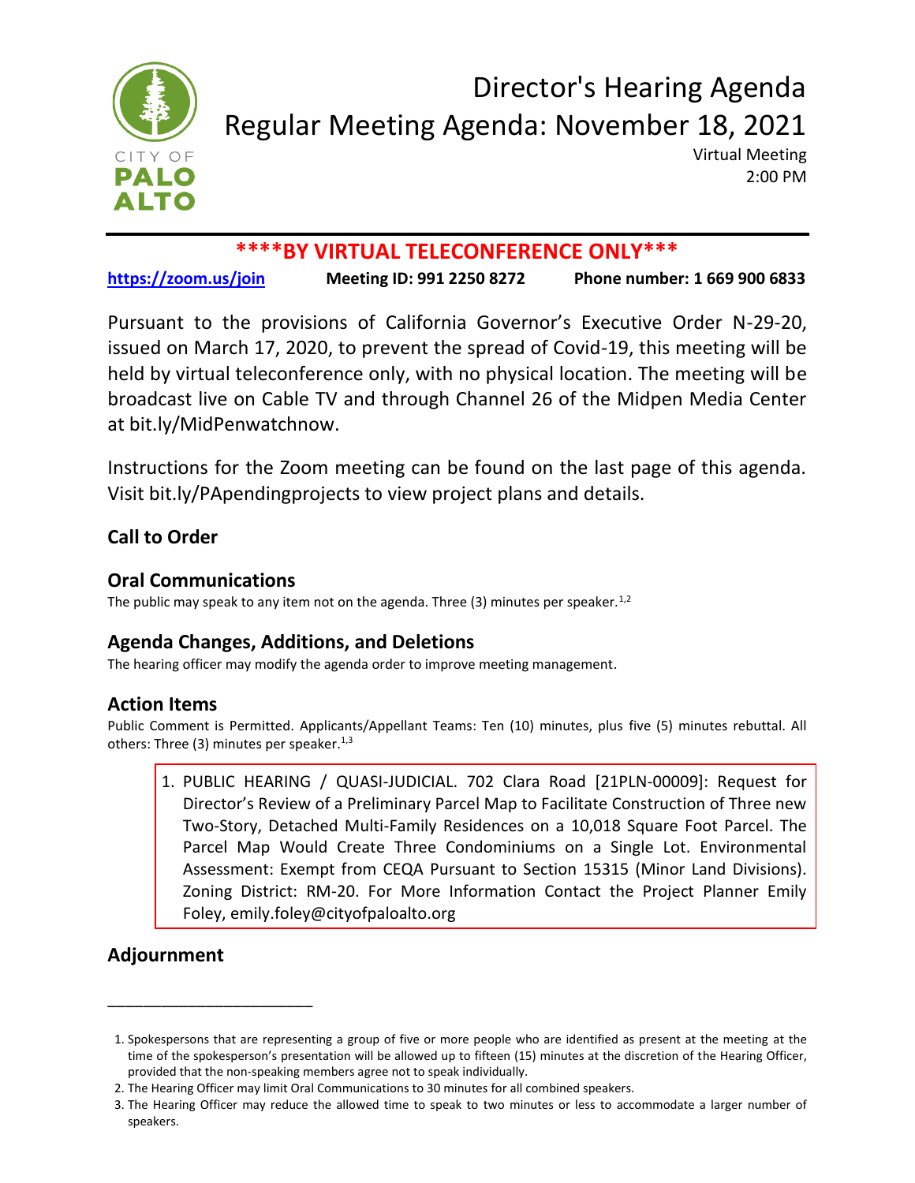# Director's Hearing Agenda

## Regular Meeting Agenda: November 18, 2021

Virtual Meeting
2:00 PM

**\*\*\*\*BY VIRTUAL TELECONFERENCE ONLY\*\*\***

**https://zoom.us/join** **Meeting ID: 991 2250 8272** **Phone number: 1 669 900 6833**

Pursuant to the provisions of California Governor's Executive Order N-29-20, issued on March 17, 2020, to prevent the spread of Covid-19, this meeting will be held by virtual teleconference only, with no physical location. The meeting will be broadcast live on Cable TV and through Channel 26 of the Midpen Media Center at bit.ly/MidPenwatchnow.

Instructions for the Zoom meeting can be found on the last page of this agenda. Visit bit.ly/PApendingprojects to view project plans and details.

### Call to Order

### Oral Communications

The public may speak to any item not on the agenda. Three (3) minutes per speaker.[1,2]

### Agenda Changes, Additions, and Deletions

The hearing officer may modify the agenda order to improve meeting management.

### Action Items

Public Comment is Permitted. Applicants/Appellant Teams: Ten (10) minutes, plus five (5) minutes rebuttal. All others: Three (3) minutes per speaker.[1,3]

1. PUBLIC HEARING / QUASI-JUDICIAL. 702 Clara Road [21PLN-00009]: Request for Director's Review of a Preliminary Parcel Map to Facilitate Construction of Three new Two-Story, Detached Multi-Family Residences on a 10,018 Square Foot Parcel. The Parcel Map Would Create Three Condominiums on a Single Lot. Environmental Assessment: Exempt from CEQA Pursuant to Section 15315 (Minor Land Divisions). Zoning District: RM-20. For More Information Contact the Project Planner Emily Foley, emily.foley@cityofpaloalto.org

### Adjournment

---

1. Spokespersons that are representing a group of five or more people who are identified as present at the meeting at the time of the spokesperson's presentation will be allowed up to fifteen (15) minutes at the discretion of the Hearing Officer, provided that the non-speaking members agree not to speak individually.
2. The Hearing Officer may limit Oral Communications to 30 minutes for all combined speakers.
3. The Hearing Officer may reduce the allowed time to speak to two minutes or less to accommodate a larger number of speakers.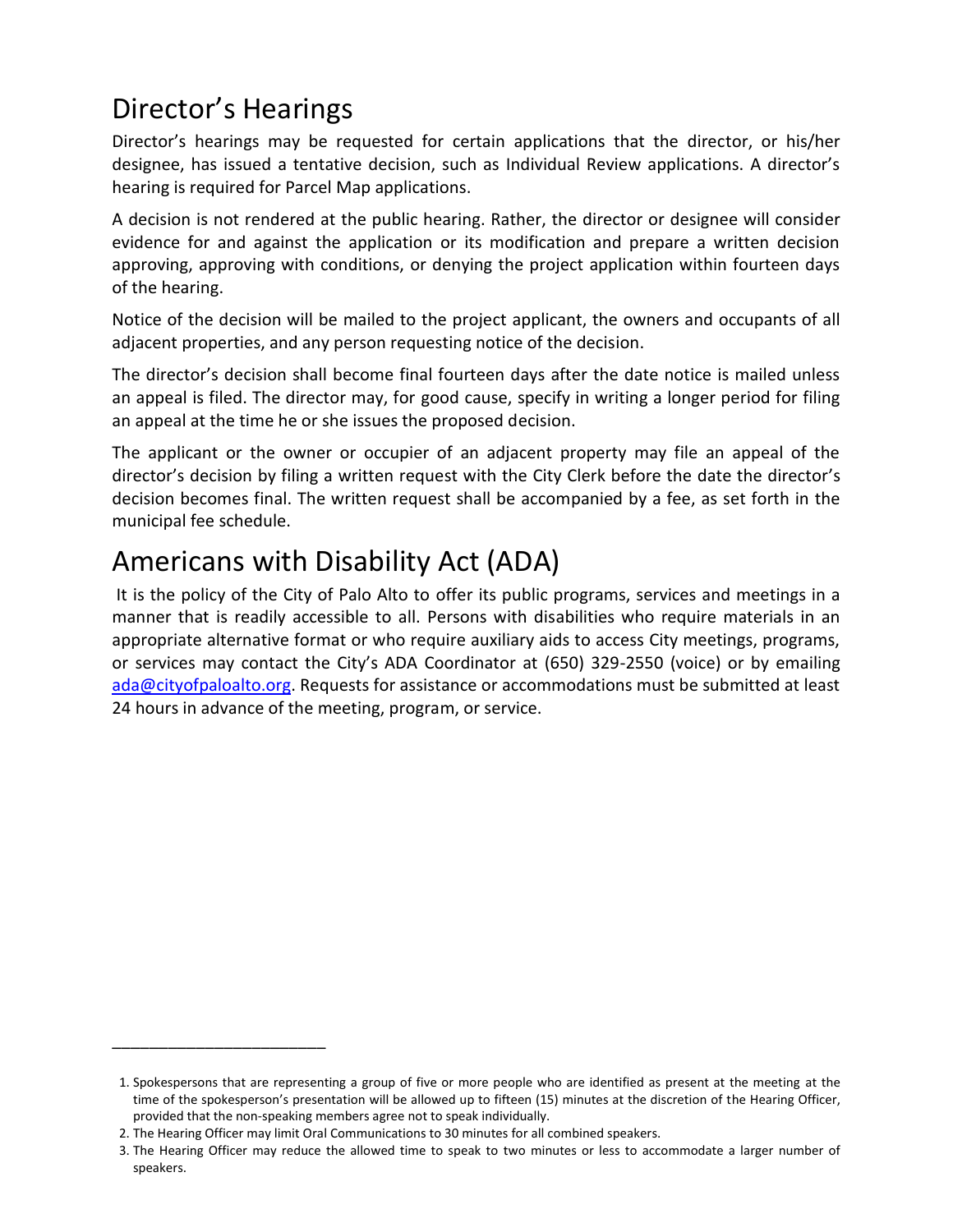## Director's Hearings

Director's hearings may be requested for certain applications that the director, or his/her designee, has issued a tentative decision, such as Individual Review applications. A director's hearing is required for Parcel Map applications.

A decision is not rendered at the public hearing. Rather, the director or designee will consider evidence for and against the application or its modification and prepare a written decision approving, approving with conditions, or denying the project application within fourteen days of the hearing.

Notice of the decision will be mailed to the project applicant, the owners and occupants of all adjacent properties, and any person requesting notice of the decision.

The director's decision shall become final fourteen days after the date notice is mailed unless an appeal is filed. The director may, for good cause, specify in writing a longer period for filing an appeal at the time he or she issues the proposed decision.

The applicant or the owner or occupier of an adjacent property may file an appeal of the director's decision by filing a written request with the City Clerk before the date the director's decision becomes final. The written request shall be accompanied by a fee, as set forth in the municipal fee schedule.

## Americans with Disability Act (ADA)

It is the policy of the City of Palo Alto to offer its public programs, services and meetings in a manner that is readily accessible to all. Persons with disabilities who require materials in an appropriate alternative format or who require auxiliary aids to access City meetings, programs, or services may contact the City's ADA Coordinator at (650) 329-2550 (voice) or by emailing ada@cityofpaloalto.org. Requests for assistance or accommodations must be submitted at least 24 hours in advance of the meeting, program, or service.

---

1. Spokespersons that are representing a group of five or more people who are identified as present at the meeting at the time of the spokesperson's presentation will be allowed up to fifteen (15) minutes at the discretion of the Hearing Officer, provided that the non-speaking members agree not to speak individually.
2. The Hearing Officer may limit Oral Communications to 30 minutes for all combined speakers.
3. The Hearing Officer may reduce the allowed time to speak to two minutes or less to accommodate a larger number of speakers.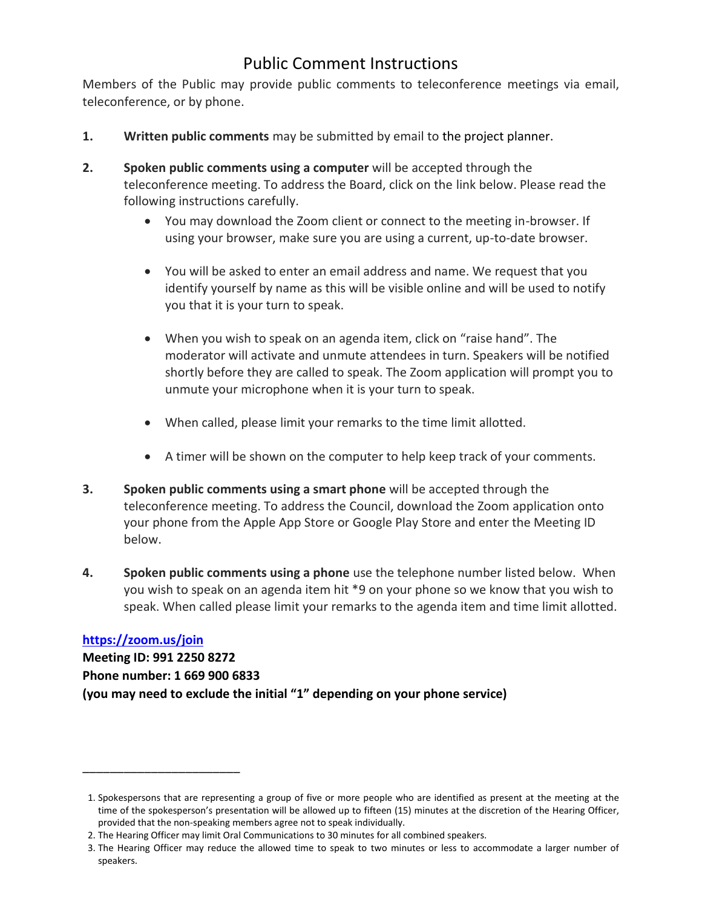# Public Comment Instructions

Members of the Public may provide public comments to teleconference meetings via email, teleconference, or by phone.

1. **Written public comments** may be submitted by email to the project planner.

2. **Spoken public comments using a computer** will be accepted through the teleconference meeting. To address the Board, click on the link below. Please read the following instructions carefully.
   - You may download the Zoom client or connect to the meeting in-browser. If using your browser, make sure you are using a current, up-to-date browser.
   - You will be asked to enter an email address and name. We request that you identify yourself by name as this will be visible online and will be used to notify you that it is your turn to speak.
   - When you wish to speak on an agenda item, click on "raise hand". The moderator will activate and unmute attendees in turn. Speakers will be notified shortly before they are called to speak. The Zoom application will prompt you to unmute your microphone when it is your turn to speak.
   - When called, please limit your remarks to the time limit allotted.
   - A timer will be shown on the computer to help keep track of your comments.

3. **Spoken public comments using a smart phone** will be accepted through the teleconference meeting. To address the Council, download the Zoom application onto your phone from the Apple App Store or Google Play Store and enter the Meeting ID below.

4. **Spoken public comments using a phone** use the telephone number listed below. When you wish to speak on an agenda item hit *9 on your phone so we know that you wish to speak. When called please limit your remarks to the agenda item and time limit allotted.

**[https://zoom.us/join](https://zoom.us/join)**
**Meeting ID: 991 2250 8272**
**Phone number: 1 669 900 6833**
**(you may need to exclude the initial "1" depending on your phone service)**

---

1. Spokespersons that are representing a group of five or more people who are identified as present at the meeting at the time of the spokesperson's presentation will be allowed up to fifteen (15) minutes at the discretion of the Hearing Officer, provided that the non-speaking members agree not to speak individually.
2. The Hearing Officer may limit Oral Communications to 30 minutes for all combined speakers.
3. The Hearing Officer may reduce the allowed time to speak to two minutes or less to accommodate a larger number of speakers.